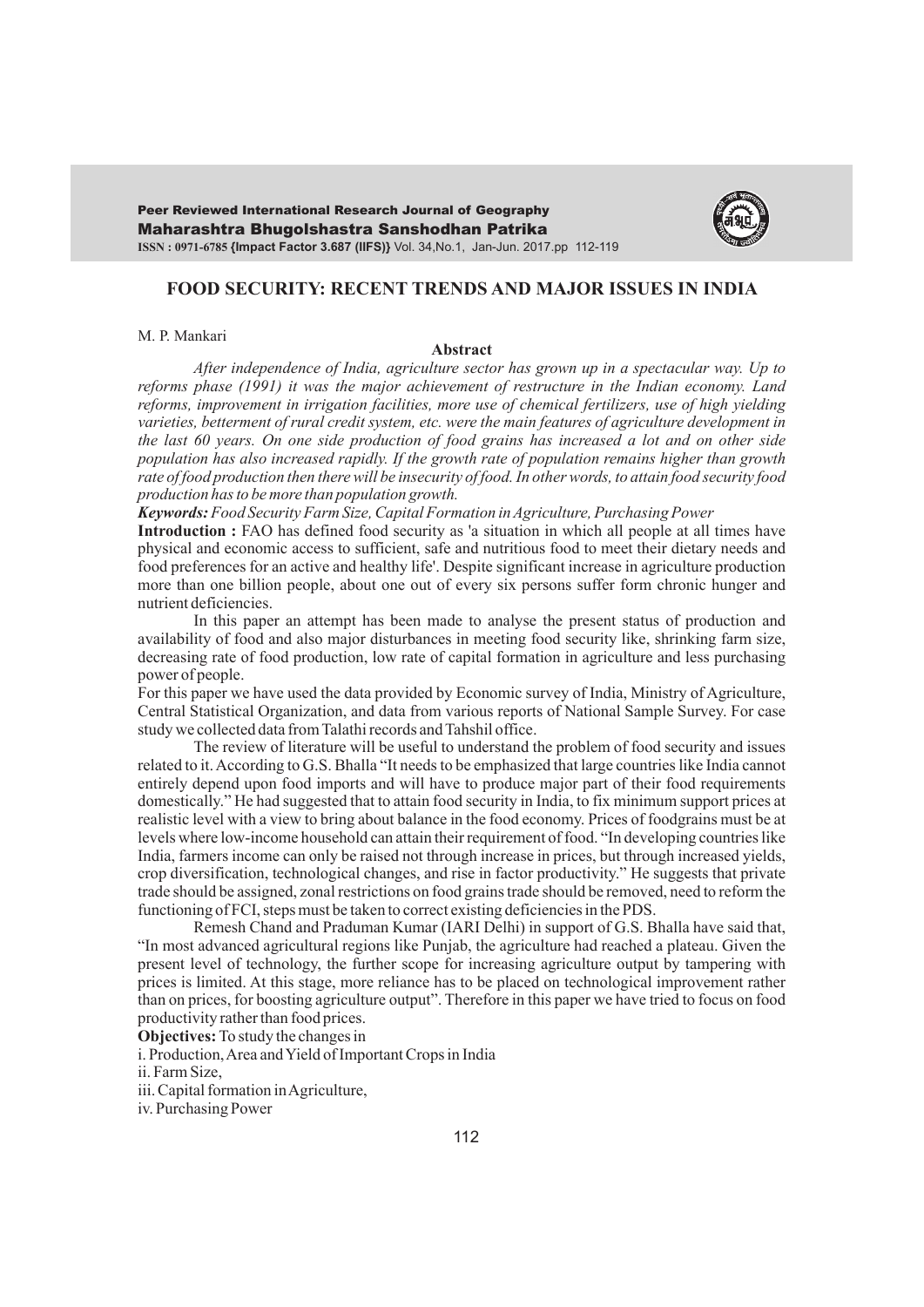# FOOD SECURITY: RECENT TRENDS AND MAJOR ISSUES IN INDIA

M. P. Mankari

**Abstract**

*After independence of India, agriculture sector has grown up in a spectacular way. Up to reforms phase (1991) it was the major achievement of restructure in the Indian economy. Land reforms, improvement in irrigation facilities, more use of chemical fertilizers, use of high yielding varieties, betterment of rural credit system, etc. were the main features of agriculture development in the last 60 years. On one side production of food grains has increased a lot and on other side population has also increased rapidly. If the growth rate of population remains higher than growth rate of food production then there will be insecurity of food. In other words, to attain food security food production has to be more than population growth.*

***Keywords:*** *Food Security Farm Size, Capital Formation in Agriculture, Purchasing Power*

**Introduction :** FAO has defined food security as 'a situation in which all people at all times have physical and economic access to sufficient, safe and nutritious food to meet their dietary needs and food preferences for an active and healthy life'. Despite significant increase in agriculture production more than one billion people, about one out of every six persons suffer form chronic hunger and nutrient deficiencies.

In this paper an attempt has been made to analyse the present status of production and availability of food and also major disturbances in meeting food security like, shrinking farm size, decreasing rate of food production, low rate of capital formation in agriculture and less purchasing power of people.

For this paper we have used the data provided by Economic survey of India, Ministry of Agriculture, Central Statistical Organization, and data from various reports of National Sample Survey. For case study we collected data from Talathi records and Tahshil office.

The review of literature will be useful to understand the problem of food security and issues related to it. According to G.S. Bhalla "It needs to be emphasized that large countries like India cannot entirely depend upon food imports and will have to produce major part of their food requirements domestically." He had suggested that to attain food security in India, to fix minimum support prices at realistic level with a view to bring about balance in the food economy. Prices of foodgrains must be at levels where low-income household can attain their requirement of food. "In developing countries like India, farmers income can only be raised not through increase in prices, but through increased yields, crop diversification, technological changes, and rise in factor productivity." He suggests that private trade should be assigned, zonal restrictions on food grains trade should be removed, need to reform the functioning of FCI, steps must be taken to correct existing deficiencies in the PDS.

Remesh Chand and Praduman Kumar (IARI Delhi) in support of G.S. Bhalla have said that, "In most advanced agricultural regions like Punjab, the agriculture had reached a plateau. Given the present level of technology, the further scope for increasing agriculture output by tampering with prices is limited. At this stage, more reliance has to be placed on technological improvement rather than on prices, for boosting agriculture output". Therefore in this paper we have tried to focus on food productivity rather than food prices.

**Objectives:** To study the changes in

i. Production, Area and Yield of Important Crops in India

ii. Farm Size,

iii. Capital formation in Agriculture,

iv. Purchasing Power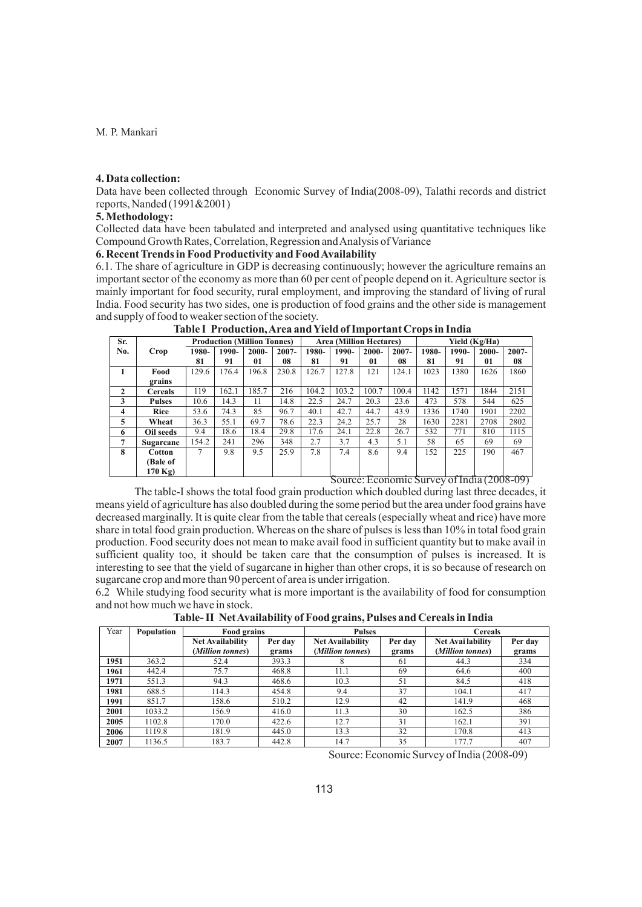## 4. Data collection:

Data have been collected through Economic Survey of India(2008-09), Talathi records and district reports, Nanded (1991&2001)

## 5. Methodology:

Collected data have been tabulated and interpreted and analysed using quantitative techniques like Compound Growth Rates, Correlation, Regression and Analysis of Variance

## 6. Recent Trends in Food Productivity and Food Availability

6.1. The share of agriculture in GDP is decreasing continuously; however the agriculture remains an important sector of the economy as more than 60 per cent of people depend on it. Agriculture sector is mainly important for food security, rural employment, and improving the standard of living of rural India. Food security has two sides, one is production of food grains and the other side is management and supply of food to weaker section of the society.

**Table I Production, Area and Yield of Important Crops in India**

| Sr. No. | Crop | Production (Million Tonnes) | | | | Area (Million Hectares) | | | | Yield (Kg/Ha) | | | |
|---|---|---|---|---|---|---|---|---|---|---|---|---|---|
| | | 1980-81 | 1990-91 | 2000-01 | 2007-08 | 1980-81 | 1990-91 | 2000-01 | 2007-08 | 1980-81 | 1990-91 | 2000-01 | 2007-08 |
| 1 | Food grains | 129.6 | 176.4 | 196.8 | 230.8 | 126.7 | 127.8 | 121 | 124.1 | 1023 | 1380 | 1626 | 1860 |
| 2 | Cereals | 119 | 162.1 | 185.7 | 216 | 104.2 | 103.2 | 100.7 | 100.4 | 1142 | 1571 | 1844 | 2151 |
| 3 | Pulses | 10.6 | 14.3 | 11 | 14.8 | 22.5 | 24.7 | 20.3 | 23.6 | 473 | 578 | 544 | 625 |
| 4 | Rice | 53.6 | 74.3 | 85 | 96.7 | 40.1 | 42.7 | 44.7 | 43.9 | 1336 | 1740 | 1901 | 2202 |
| 5 | Wheat | 36.3 | 55.1 | 69.7 | 78.6 | 22.3 | 24.2 | 25.7 | 28 | 1630 | 2281 | 2708 | 2802 |
| 6 | Oil seeds | 9.4 | 18.6 | 18.4 | 29.8 | 17.6 | 24.1 | 22.8 | 26.7 | 532 | 771 | 810 | 1115 |
| 7 | Sugarcane | 154.2 | 241 | 296 | 348 | 2.7 | 3.7 | 4.3 | 5.1 | 58 | 65 | 69 | 69 |
| 8 | Cotton (Bale of 170 Kg) | 7 | 9.8 | 9.5 | 25.9 | 7.8 | 7.4 | 8.6 | 9.4 | 152 | 225 | 190 | 467 |

Source: Economic Survey of India (2008-09)

The table-I shows the total food grain production which doubled during last three decades, it means yield of agriculture has also doubled during the some period but the area under food grains have decreased marginally. It is quite clear from the table that cereals (especially wheat and rice) have more share in total food grain production. Whereas on the share of pulses is less than 10% in total food grain production. Food security does not mean to make avail food in sufficient quantity but to make avail in sufficient quality too, it should be taken care that the consumption of pulses is increased. It is interesting to see that the yield of sugarcane in higher than other crops, it is so because of research on sugarcane crop and more than 90 percent of area is under irrigation.

6.2 While studying food security what is more important is the availability of food for consumption and not how much we have in stock.

**Table- II Net Availability of Food grains, Pulses and Cereals in India**

| Year | Population | Food grains | | Pulses | | Cereals | |
|---|---|---|---|---|---|---|---|
| | | Net Availability (*Million tonnes*) | Per day grams | Net Availability (*Million tonnes*) | Per day grams | Net Avai lability (*Million tonnes*) | Per day grams |
| 1951 | 363.2 | 52.4 | 393.3 | 8 | 61 | 44.3 | 334 |
| 1961 | 442.4 | 75.7 | 468.8 | 11.1 | 69 | 64.6 | 400 |
| 1971 | 551.3 | 94.3 | 468.6 | 10.3 | 51 | 84.5 | 418 |
| 1981 | 688.5 | 114.3 | 454.8 | 9.4 | 37 | 104.1 | 417 |
| 1991 | 851.7 | 158.6 | 510.2 | 12.9 | 42 | 141.9 | 468 |
| 2001 | 1033.2 | 156.9 | 416.0 | 11.3 | 30 | 162.5 | 386 |
| 2005 | 1102.8 | 170.0 | 422.6 | 12.7 | 31 | 162.1 | 391 |
| 2006 | 1119.8 | 181.9 | 445.0 | 13.3 | 32 | 170.8 | 413 |
| 2007 | 1136.5 | 183.7 | 442.8 | 14.7 | 35 | 177.7 | 407 |

Source: Economic Survey of India (2008-09)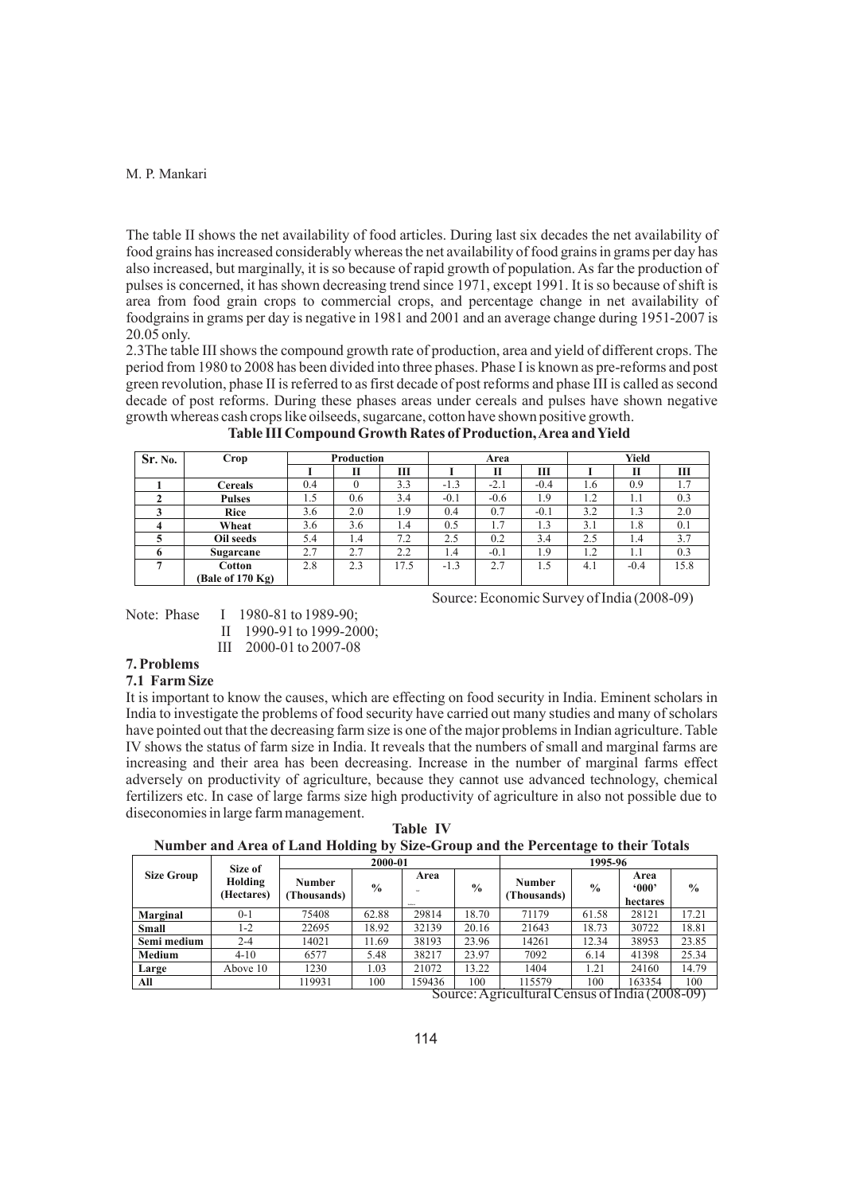The table II shows the net availability of food articles. During last six decades the net availability of food grains has increased considerably whereas the net availability of food grains in grams per day has also increased, but marginally, it is so because of rapid growth of population. As far the production of pulses is concerned, it has shown decreasing trend since 1971, except 1991. It is so because of shift is area from food grain crops to commercial crops, and percentage change in net availability of foodgrains in grams per day is negative in 1981 and 2001 and an average change during 1951-2007 is 20.05 only.

2.3The table III shows the compound growth rate of production, area and yield of different crops. The period from 1980 to 2008 has been divided into three phases. Phase I is known as pre-reforms and post green revolution, phase II is referred to as first decade of post reforms and phase III is called as second decade of post reforms. During these phases areas under cereals and pulses have shown negative growth whereas cash crops like oilseeds, sugarcane, cotton have shown positive growth.

**Table III Compound Growth Rates of Production, Area and Yield**

| Sr. No. | Crop | Production | | | Area | | | Yield | | |
|---|---|---|---|---|---|---|---|---|---|---|
| | | I | II | III | I | II | III | I | II | III |
| 1 | Cereals | 0.4 | 0 | 3.3 | -1.3 | -2.1 | -0.4 | 1.6 | 0.9 | 1.7 |
| 2 | Pulses | 1.5 | 0.6 | 3.4 | -0.1 | -0.6 | 1.9 | 1.2 | 1.1 | 0.3 |
| 3 | Rice | 3.6 | 2.0 | 1.9 | 0.4 | 0.7 | -0.1 | 3.2 | 1.3 | 2.0 |
| 4 | Wheat | 3.6 | 3.6 | 1.4 | 0.5 | 1.7 | 1.3 | 3.1 | 1.8 | 0.1 |
| 5 | Oil seeds | 5.4 | 1.4 | 7.2 | 2.5 | 0.2 | 3.4 | 2.5 | 1.4 | 3.7 |
| 6 | Sugarcane | 2.7 | 2.7 | 2.2 | 1.4 | -0.1 | 1.9 | 1.2 | 1.1 | 0.3 |
| 7 | Cotton (Bale of 170 Kg) | 2.8 | 2.3 | 17.5 | -1.3 | 2.7 | 1.5 | 4.1 | -0.4 | 15.8 |

Source: Economic Survey of India (2008-09)

Note: Phase I 1980-81 to 1989-90;
II 1990-91 to 1999-2000;
III 2000-01 to 2007-08

## 7. Problems

### 7.1 Farm Size

It is important to know the causes, which are effecting on food security in India. Eminent scholars in India to investigate the problems of food security have carried out many studies and many of scholars have pointed out that the decreasing farm size is one of the major problems in Indian agriculture. Table IV shows the status of farm size in India. It reveals that the numbers of small and marginal farms are increasing and their area has been decreasing. Increase in the number of marginal farms effect adversely on productivity of agriculture, because they cannot use advanced technology, chemical fertilizers etc. In case of large farms size high productivity of agriculture in also not possible due to diseconomies in large farm management.

**Table IV**

**Number and Area of Land Holding by Size-Group and the Percentage to their Totals**

| Size Group | Size of Holding (Hectares) | 2000-01 | | | | 1995-96 | | | |
|---|---|---|---|---|---|---|---|---|---|
| | | Number (Thousands) | % | Area | % | Number (Thousands) | % | Area '000' hectares | % |
| Marginal | 0-1 | 75408 | 62.88 | 29814 | 18.70 | 71179 | 61.58 | 28121 | 17.21 |
| Small | 1-2 | 22695 | 18.92 | 32139 | 20.16 | 21643 | 18.73 | 30722 | 18.81 |
| Semi medium | 2-4 | 14021 | 11.69 | 38193 | 23.96 | 14261 | 12.34 | 38953 | 23.85 |
| Medium | 4-10 | 6577 | 5.48 | 38217 | 23.97 | 7092 | 6.14 | 41398 | 25.34 |
| Large | Above 10 | 1230 | 1.03 | 21072 | 13.22 | 1404 | 1.21 | 24160 | 14.79 |
| All | | 119931 | 100 | 159436 | 100 | 115579 | 100 | 163354 | 100 |

Source: Agricultural Census of India (2008-09)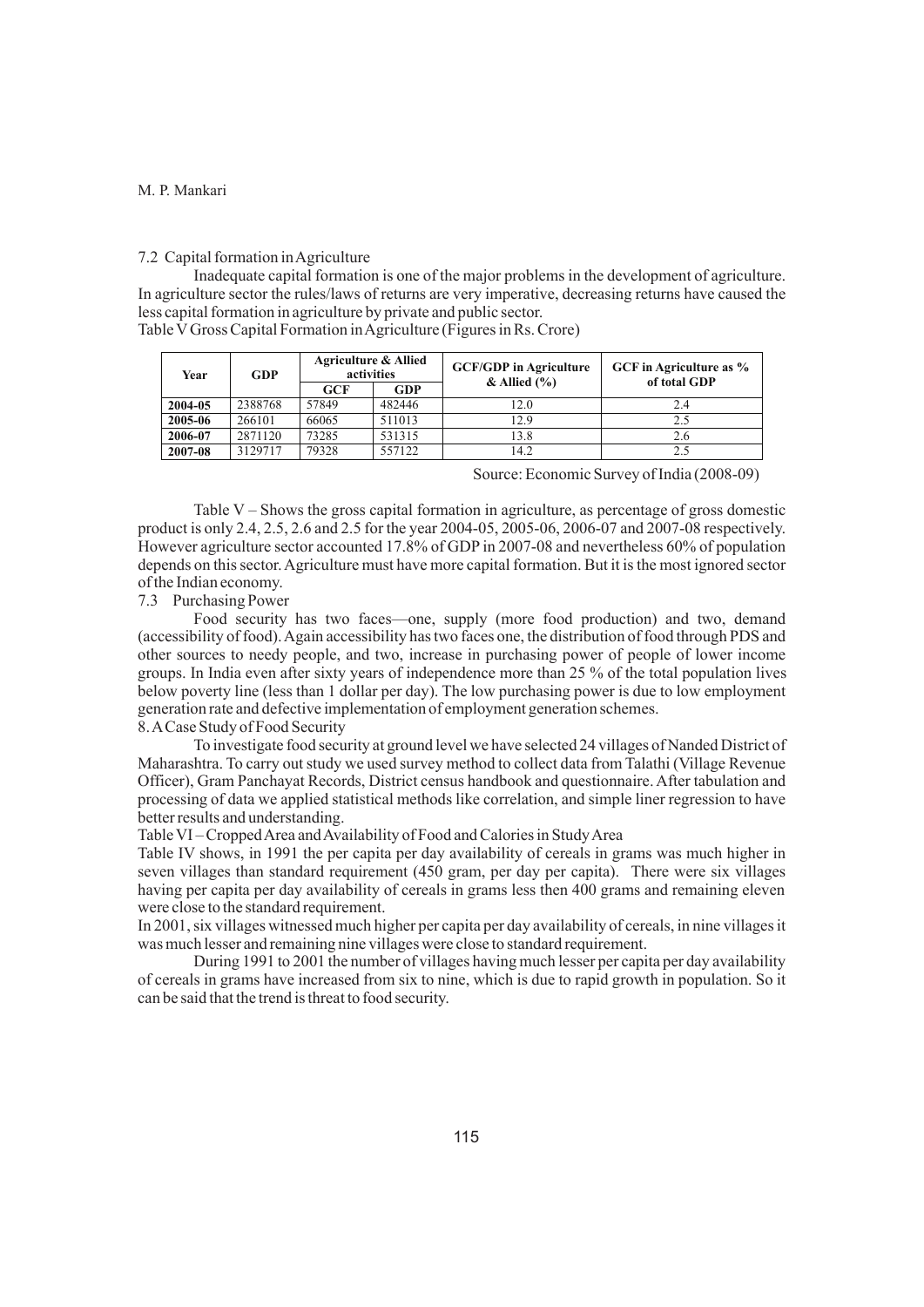### 7.2 Capital formation in Agriculture

Inadequate capital formation is one of the major problems in the development of agriculture. In agriculture sector the rules/laws of returns are very imperative, decreasing returns have caused the less capital formation in agriculture by private and public sector.

Table V Gross Capital Formation in Agriculture (Figures in Rs. Crore)

| Year | GDP | Agriculture & Allied activities | | GCF/GDP in Agriculture & Allied (%) | GCF in Agriculture as % of total GDP |
|---|---|---|---|---|---|
| | | GCF | GDP | | |
| **2004-05** | 2388768 | 57849 | 482446 | 12.0 | 2.4 |
| **2005-06** | 266101 | 66065 | 511013 | 12.9 | 2.5 |
| **2006-07** | 2871120 | 73285 | 531315 | 13.8 | 2.6 |
| **2007-08** | 3129717 | 79328 | 557122 | 14.2 | 2.5 |

Source: Economic Survey of India (2008-09)

Table V – Shows the gross capital formation in agriculture, as percentage of gross domestic product is only 2.4, 2.5, 2.6 and 2.5 for the year 2004-05, 2005-06, 2006-07 and 2007-08 respectively. However agriculture sector accounted 17.8% of GDP in 2007-08 and nevertheless 60% of population depends on this sector. Agriculture must have more capital formation. But it is the most ignored sector of the Indian economy.

### 7.3 Purchasing Power

Food security has two faces—one, supply (more food production) and two, demand (accessibility of food). Again accessibility has two faces one, the distribution of food through PDS and other sources to needy people, and two, increase in purchasing power of people of lower income groups. In India even after sixty years of independence more than 25 % of the total population lives below poverty line (less than 1 dollar per day). The low purchasing power is due to low employment generation rate and defective implementation of employment generation schemes.

## 8. A Case Study of Food Security

To investigate food security at ground level we have selected 24 villages of Nanded District of Maharashtra. To carry out study we used survey method to collect data from Talathi (Village Revenue Officer), Gram Panchayat Records, District census handbook and questionnaire. After tabulation and processing of data we applied statistical methods like correlation, and simple liner regression to have better results and understanding.

Table VI – Cropped Area and Availability of Food and Calories in Study Area

Table IV shows, in 1991 the per capita per day availability of cereals in grams was much higher in seven villages than standard requirement (450 gram, per day per capita). There were six villages having per capita per day availability of cereals in grams less then 400 grams and remaining eleven were close to the standard requirement.

In 2001, six villages witnessed much higher per capita per day availability of cereals, in nine villages it was much lesser and remaining nine villages were close to standard requirement.

During 1991 to 2001 the number of villages having much lesser per capita per day availability of cereals in grams have increased from six to nine, which is due to rapid growth in population. So it can be said that the trend is threat to food security.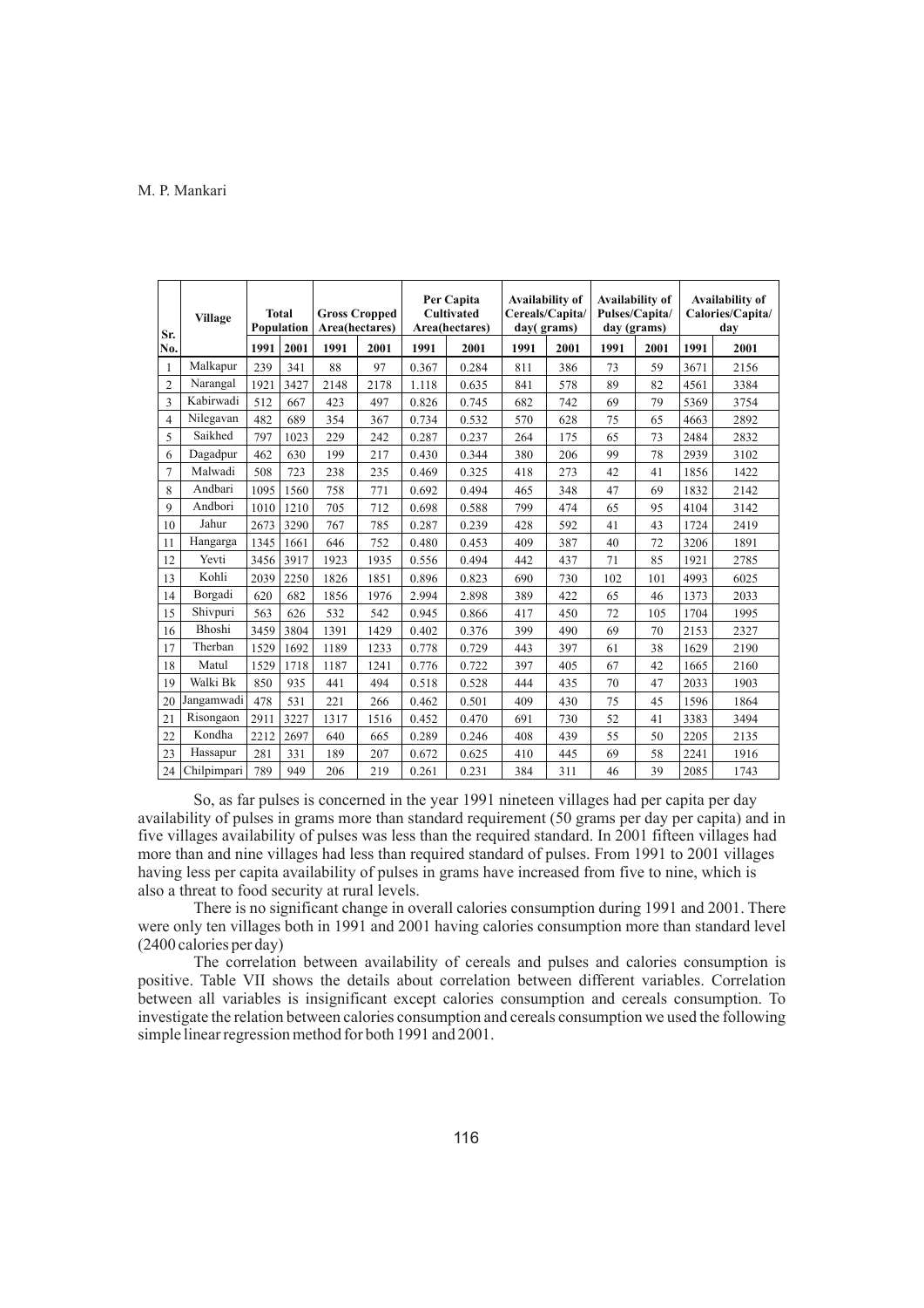| Sr. No. | Village | Total Population | | Gross Cropped Area(hectares) | | Per Capita Cultivated Area(hectares) | | Availability of Cereals/Capita/day( grams) | | Availability of Pulses/Capita/day (grams) | | Availability of Calories/Capita/day | |
|---|---|---|---|---|---|---|---|---|---|---|---|---|---|
| | | 1991 | 2001 | 1991 | 2001 | 1991 | 2001 | 1991 | 2001 | 1991 | 2001 | 1991 | 2001 |
| 1 | Malkapur | 239 | 341 | 88 | 97 | 0.367 | 0.284 | 811 | 386 | 73 | 59 | 3671 | 2156 |
| 2 | Narangal | 1921 | 3427 | 2148 | 2178 | 1.118 | 0.635 | 841 | 578 | 89 | 82 | 4561 | 3384 |
| 3 | Kabirwadi | 512 | 667 | 423 | 497 | 0.826 | 0.745 | 682 | 742 | 69 | 79 | 5369 | 3754 |
| 4 | Nilegavan | 482 | 689 | 354 | 367 | 0.734 | 0.532 | 570 | 628 | 75 | 65 | 4663 | 2892 |
| 5 | Saikhed | 797 | 1023 | 229 | 242 | 0.287 | 0.237 | 264 | 175 | 65 | 73 | 2484 | 2832 |
| 6 | Dagadpur | 462 | 630 | 199 | 217 | 0.430 | 0.344 | 380 | 206 | 99 | 78 | 2939 | 3102 |
| 7 | Malwadi | 508 | 723 | 238 | 235 | 0.469 | 0.325 | 418 | 273 | 42 | 41 | 1856 | 1422 |
| 8 | Andbari | 1095 | 1560 | 758 | 771 | 0.692 | 0.494 | 465 | 348 | 47 | 69 | 1832 | 2142 |
| 9 | Andbori | 1010 | 1210 | 705 | 712 | 0.698 | 0.588 | 799 | 474 | 65 | 95 | 4104 | 3142 |
| 10 | Jahur | 2673 | 3290 | 767 | 785 | 0.287 | 0.239 | 428 | 592 | 41 | 43 | 1724 | 2419 |
| 11 | Hangarga | 1345 | 1661 | 646 | 752 | 0.480 | 0.453 | 409 | 387 | 40 | 72 | 3206 | 1891 |
| 12 | Yevti | 3456 | 3917 | 1923 | 1935 | 0.556 | 0.494 | 442 | 437 | 71 | 85 | 1921 | 2785 |
| 13 | Kohli | 2039 | 2250 | 1826 | 1851 | 0.896 | 0.823 | 690 | 730 | 102 | 101 | 4993 | 6025 |
| 14 | Borgadi | 620 | 682 | 1856 | 1976 | 2.994 | 2.898 | 389 | 422 | 65 | 46 | 1373 | 2033 |
| 15 | Shivpuri | 563 | 626 | 532 | 542 | 0.945 | 0.866 | 417 | 450 | 72 | 105 | 1704 | 1995 |
| 16 | Bhoshi | 3459 | 3804 | 1391 | 1429 | 0.402 | 0.376 | 399 | 490 | 69 | 70 | 2153 | 2327 |
| 17 | Therban | 1529 | 1692 | 1189 | 1233 | 0.778 | 0.729 | 443 | 397 | 61 | 38 | 1629 | 2190 |
| 18 | Matul | 1529 | 1718 | 1187 | 1241 | 0.776 | 0.722 | 397 | 405 | 67 | 42 | 1665 | 2160 |
| 19 | Walki Bk | 850 | 935 | 441 | 494 | 0.518 | 0.528 | 444 | 435 | 70 | 47 | 2033 | 1903 |
| 20 | Jangamwadi | 478 | 531 | 221 | 266 | 0.462 | 0.501 | 409 | 430 | 75 | 45 | 1596 | 1864 |
| 21 | Risongaon | 2911 | 3227 | 1317 | 1516 | 0.452 | 0.470 | 691 | 730 | 52 | 41 | 3383 | 3494 |
| 22 | Kondha | 2212 | 2697 | 640 | 665 | 0.289 | 0.246 | 408 | 439 | 55 | 50 | 2205 | 2135 |
| 23 | Hassapur | 281 | 331 | 189 | 207 | 0.672 | 0.625 | 410 | 445 | 69 | 58 | 2241 | 1916 |
| 24 | Chilpimpari | 789 | 949 | 206 | 219 | 0.261 | 0.231 | 384 | 311 | 46 | 39 | 2085 | 1743 |

So, as far pulses is concerned in the year 1991 nineteen villages had per capita per day availability of pulses in grams more than standard requirement (50 grams per day per capita) and in five villages availability of pulses was less than the required standard. In 2001 fifteen villages had more than and nine villages had less than required standard of pulses. From 1991 to 2001 villages having less per capita availability of pulses in grams have increased from five to nine, which is also a threat to food security at rural levels.

There is no significant change in overall calories consumption during 1991 and 2001. There were only ten villages both in 1991 and 2001 having calories consumption more than standard level (2400 calories per day)

The correlation between availability of cereals and pulses and calories consumption is positive. Table VII shows the details about correlation between different variables. Correlation between all variables is insignificant except calories consumption and cereals consumption. To investigate the relation between calories consumption and cereals consumption we used the following simple linear regression method for both 1991 and 2001.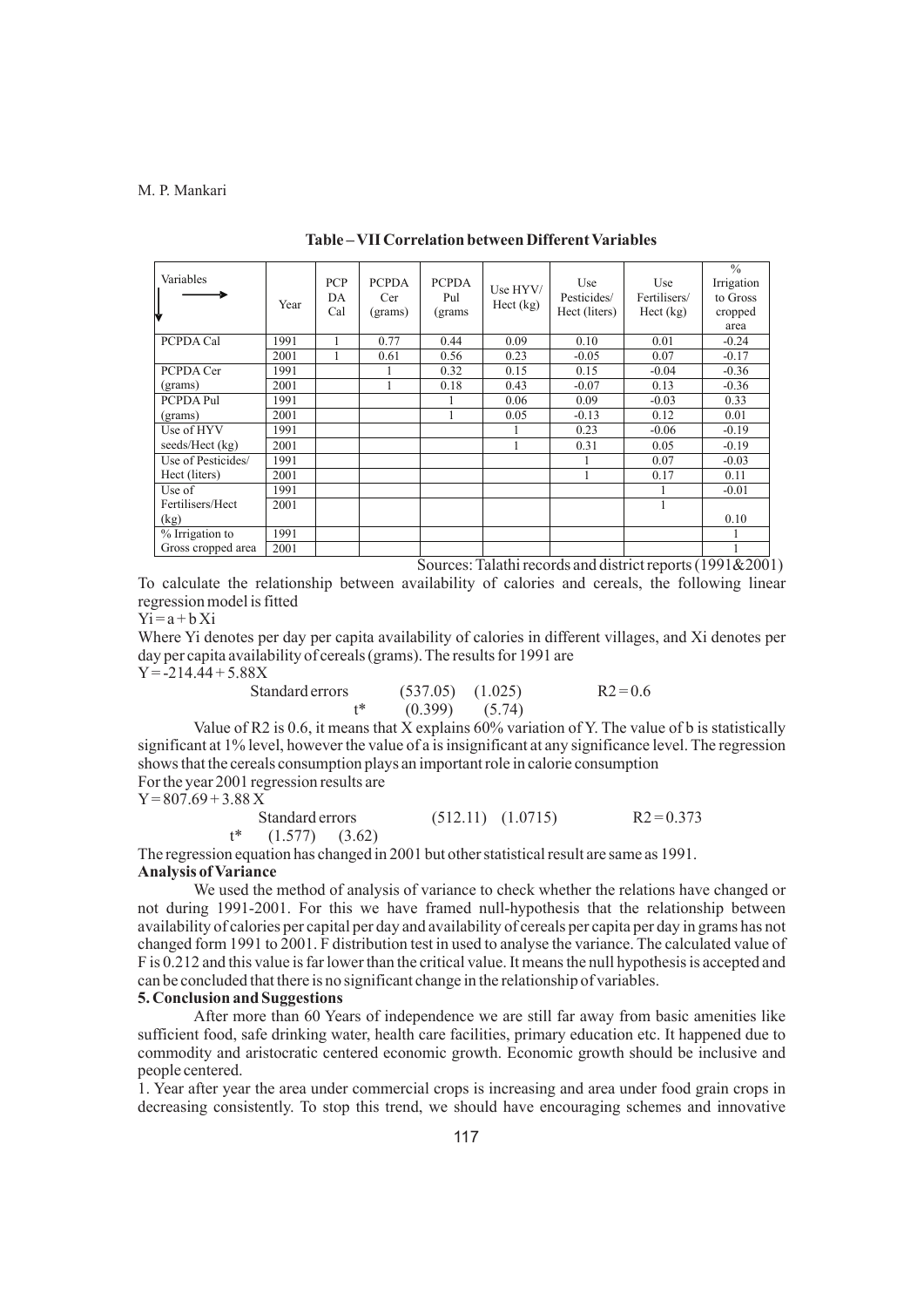**Table – VII Correlation between Different Variables**

| Variables | Year | PCP DA Cal | PCPDA Cer (grams) | PCPDA Pul (grams | Use HYV/ Hect (kg) | Use Pesticides/ Hect (liters) | Use Fertilisers/ Hect (kg) | % Irrigation to Gross cropped area |
|---|---|---|---|---|---|---|---|---|
| PCPDA Cal | 1991 | 1 | 0.77 | 0.44 | 0.09 | 0.10 | 0.01 | -0.24 |
| | 2001 | 1 | 0.61 | 0.56 | 0.23 | -0.05 | 0.07 | -0.17 |
| PCPDA Cer (grams) | 1991 | | 1 | 0.32 | 0.15 | 0.15 | -0.04 | -0.36 |
| | 2001 | | 1 | 0.18 | 0.43 | -0.07 | 0.13 | -0.36 |
| PCPDA Pul (grams) | 1991 | | | 1 | 0.06 | 0.09 | -0.03 | 0.33 |
| | 2001 | | | 1 | 0.05 | -0.13 | 0.12 | 0.01 |
| Use of HYV seeds/Hect (kg) | 1991 | | | | 1 | 0.23 | -0.06 | -0.19 |
| | 2001 | | | | 1 | 0.31 | 0.05 | -0.19 |
| Use of Pesticides/ Hect (liters) | 1991 | | | | | 1 | 0.07 | -0.03 |
| | 2001 | | | | | 1 | 0.17 | 0.11 |
| Use of Fertilisers/Hect (kg) | 1991 | | | | | | 1 | -0.01 |
| | 2001 | | | | | | 1 | 0.10 |
| % Irrigation to Gross cropped area | 1991 | | | | | | | 1 |
| | 2001 | | | | | | | 1 |

Sources: Talathi records and district reports (1991&2001)

To calculate the relationship between availability of calories and cereals, the following linear regression model is fitted

$Yi = a + b\,Xi$

Where Yi denotes per day per capita availability of calories in different villages, and Xi denotes per day per capita availability of cereals (grams). The results for 1991 are

$Y = -214.44 + 5.88X$

Standard errors (537.05) (1.025) $R2 = 0.6$

t* (0.399) (5.74)

Value of R2 is 0.6, it means that X explains 60% variation of Y. The value of b is statistically significant at 1% level, however the value of a is insignificant at any significance level. The regression shows that the cereals consumption plays an important role in calorie consumption

For the year 2001 regression results are

$Y = 807.69 + 3.88\,X$

Standard errors (512.11) (1.0715) $R2 = 0.373$

t* (1.577) (3.62)

The regression equation has changed in 2001 but other statistical result are same as 1991.

**Analysis of Variance**

We used the method of analysis of variance to check whether the relations have changed or not during 1991-2001. For this we have framed null-hypothesis that the relationship between availability of calories per capital per day and availability of cereals per capita per day in grams has not changed form 1991 to 2001. F distribution test in used to analyse the variance. The calculated value of F is 0.212 and this value is far lower than the critical value. It means the null hypothesis is accepted and can be concluded that there is no significant change in the relationship of variables.

**5. Conclusion and Suggestions**

After more than 60 Years of independence we are still far away from basic amenities like sufficient food, safe drinking water, health care facilities, primary education etc. It happened due to commodity and aristocratic centered economic growth. Economic growth should be inclusive and people centered.

1. Year after year the area under commercial crops is increasing and area under food grain crops in decreasing consistently. To stop this trend, we should have encouraging schemes and innovative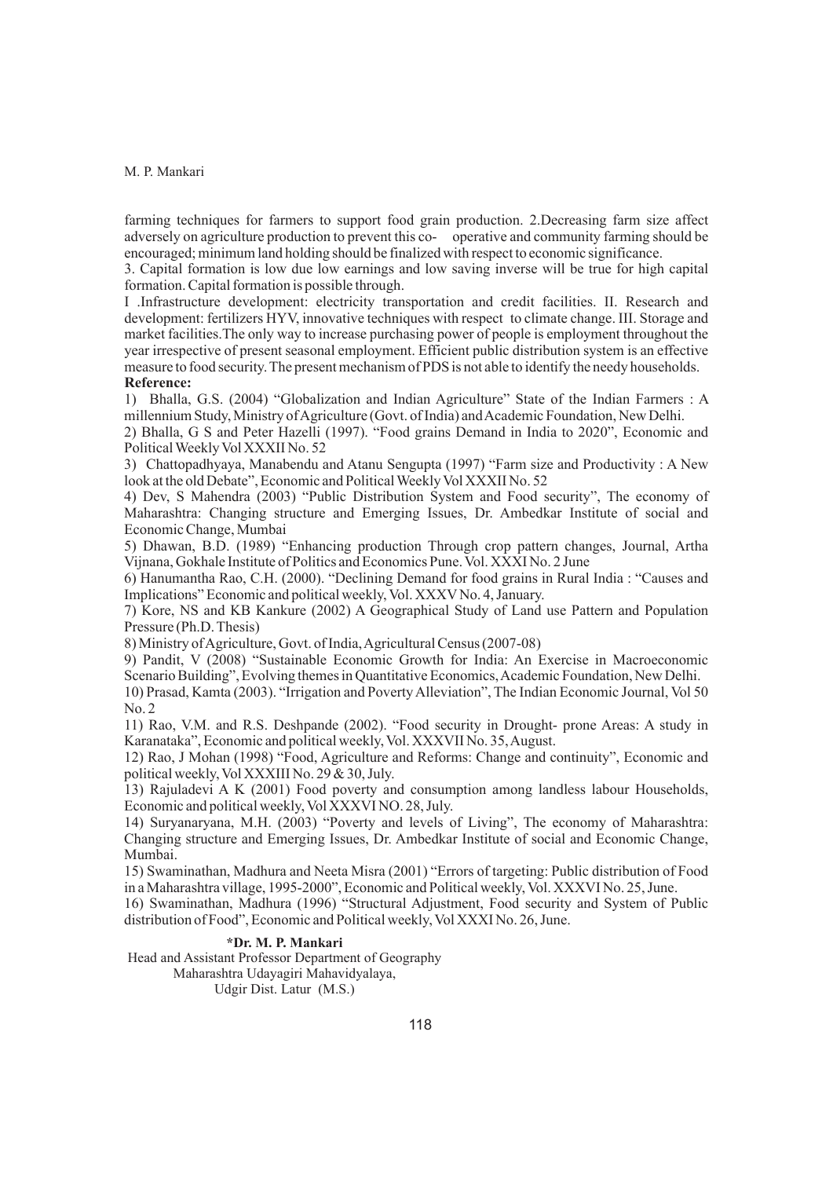farming techniques for farmers to support food grain production. 2.Decreasing farm size affect adversely on agriculture production to prevent this co- operative and community farming should be encouraged; minimum land holding should be finalized with respect to economic significance.

3. Capital formation is low due low earnings and low saving inverse will be true for high capital formation. Capital formation is possible through.

I .Infrastructure development: electricity transportation and credit facilities. II. Research and development: fertilizers HYV, innovative techniques with respect to climate change. III. Storage and market facilities.The only way to increase purchasing power of people is employment throughout the year irrespective of present seasonal employment. Efficient public distribution system is an effective measure to food security. The present mechanism of PDS is not able to identify the needy households.

**Reference:**

1) Bhalla, G.S. (2004) "Globalization and Indian Agriculture" State of the Indian Farmers : A millennium Study, Ministry of Agriculture (Govt. of India) and Academic Foundation, New Delhi.

2) Bhalla, G S and Peter Hazelli (1997). "Food grains Demand in India to 2020", Economic and Political Weekly Vol XXXII No. 52

3) Chattopadhyaya, Manabendu and Atanu Sengupta (1997) "Farm size and Productivity : A New look at the old Debate", Economic and Political Weekly Vol XXXII No. 52

4) Dev, S Mahendra (2003) "Public Distribution System and Food security", The economy of Maharashtra: Changing structure and Emerging Issues, Dr. Ambedkar Institute of social and Economic Change, Mumbai

5) Dhawan, B.D. (1989) "Enhancing production Through crop pattern changes, Journal, Artha Vijnana, Gokhale Institute of Politics and Economics Pune. Vol. XXXI No. 2 June

6) Hanumantha Rao, C.H. (2000). "Declining Demand for food grains in Rural India : "Causes and Implications" Economic and political weekly, Vol. XXXV No. 4, January.

7) Kore, NS and KB Kankure (2002) A Geographical Study of Land use Pattern and Population Pressure (Ph.D. Thesis)

8) Ministry of Agriculture, Govt. of India, Agricultural Census (2007-08)

9) Pandit, V (2008) "Sustainable Economic Growth for India: An Exercise in Macroeconomic Scenario Building", Evolving themes in Quantitative Economics, Academic Foundation, New Delhi.

10) Prasad, Kamta (2003). "Irrigation and Poverty Alleviation", The Indian Economic Journal, Vol 50 No. 2

11) Rao, V.M. and R.S. Deshpande (2002). "Food security in Drought- prone Areas: A study in Karanataka", Economic and political weekly, Vol. XXXVII No. 35, August.

12) Rao, J Mohan (1998) "Food, Agriculture and Reforms: Change and continuity", Economic and political weekly, Vol XXXIII No. 29 & 30, July.

13) Rajuladevi A K (2001) Food poverty and consumption among landless labour Households, Economic and political weekly, Vol XXXVI NO. 28, July.

14) Suryanaryana, M.H. (2003) "Poverty and levels of Living", The economy of Maharashtra: Changing structure and Emerging Issues, Dr. Ambedkar Institute of social and Economic Change, Mumbai.

15) Swaminathan, Madhura and Neeta Misra (2001) "Errors of targeting: Public distribution of Food in a Maharashtra village, 1995-2000", Economic and Political weekly, Vol. XXXVI No. 25, June.

16) Swaminathan, Madhura (1996) "Structural Adjustment, Food security and System of Public distribution of Food", Economic and Political weekly, Vol XXXI No. 26, June.

**\*Dr. M. P. Mankari**

Head and Assistant Professor Department of Geography
Maharashtra Udayagiri Mahavidyalaya,
Udgir Dist. Latur (M.S.)